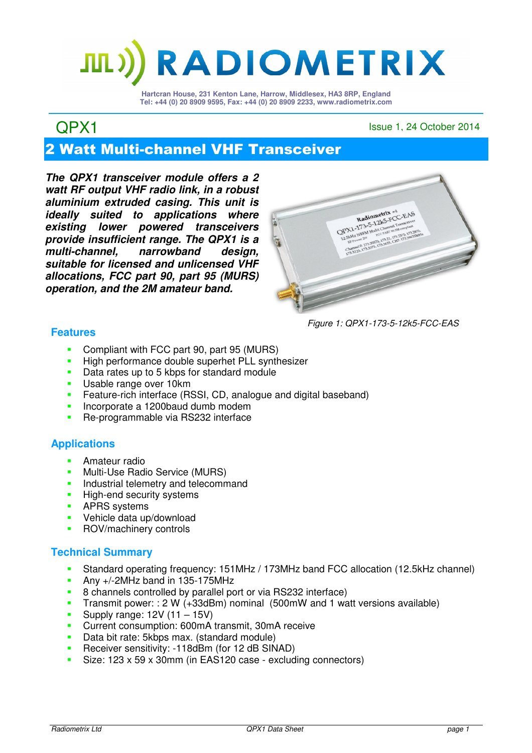RADIOMETRIX

Hartcran House, 231 Kenton Lane, Harrow, Middlesex, HA3 8RP, England
Tel: +44 (0) 20 8909 9595, Fax: +44 (0) 20 8909 2233, www.radiometrix.com

# QPX1

Issue 1, 24 October 2014

## 2 Watt Multi-channel VHF Transceiver

***The QPX1 transceiver module offers a 2 watt RF output VHF radio link, in a robust aluminium extruded casing. This unit is ideally suited to applications where existing lower powered transceivers provide insufficient range. The QPX1 is a multi-channel, narrowband design, suitable for licensed and unlicensed VHF allocations, FCC part 90, part 95 (MURS) operation, and the 2M amateur band.***

*Figure 1: QPX1-173-5-12k5-FCC-EAS*

### Features

- Compliant with FCC part 90, part 95 (MURS)
- High performance double superhet PLL synthesizer
- Data rates up to 5 kbps for standard module
- Usable range over 10km
- Feature-rich interface (RSSI, CD, analogue and digital baseband)
- Incorporate a 1200baud dumb modem
- Re-programmable via RS232 interface

### Applications

- Amateur radio
- Multi-Use Radio Service (MURS)
- Industrial telemetry and telecommand
- High-end security systems
- APRS systems
- Vehicle data up/download
- ROV/machinery controls

### Technical Summary

- Standard operating frequency: 151MHz / 173MHz band FCC allocation (12.5kHz channel)
- Any +/-2MHz band in 135-175MHz
- 8 channels controlled by parallel port or via RS232 interface)
- Transmit power: : 2 W (+33dBm) nominal (500mW and 1 watt versions available)
- Supply range: 12V (11 – 15V)
- Current consumption: 600mA transmit, 30mA receive
- Data bit rate: 5kbps max. (standard module)
- Receiver sensitivity: -118dBm (for 12 dB SINAD)
- Size: 123 x 59 x 30mm (in EAS120 case - excluding connectors)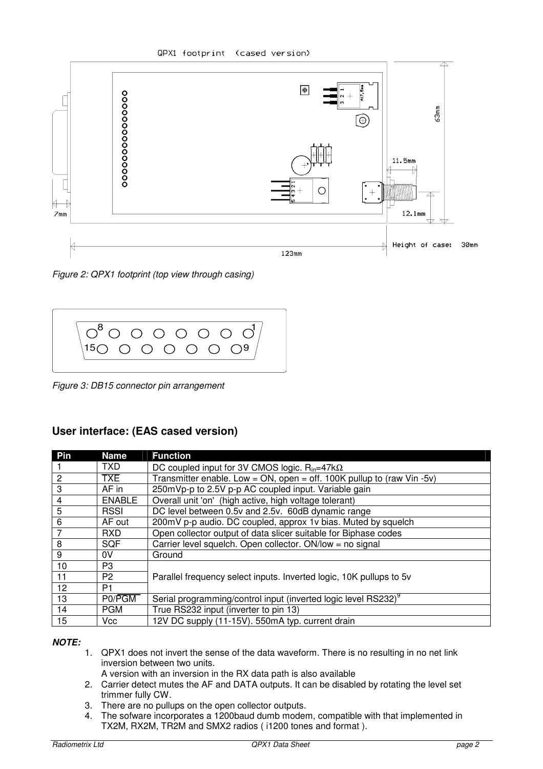Figure 2: QPX1 footprint (top view through casing)

Figure 3: DB15 connector pin arrangement

## User interface: (EAS cased version)

| Pin | Name | Function |
|---|---|---|
| 1 | TXD | DC coupled input for 3V CMOS logic. $R_{in}$=47kΩ |
| 2 | TXE (inverted) | Transmitter enable. Low = ON, open = off. 100K pullup to (raw Vin -5v) |
| 3 | AF in | 250mVp-p to 2.5V p-p AC coupled input. Variable gain |
| 4 | ENABLE | Overall unit 'on' (high active, high voltage tolerant) |
| 5 | RSSI | DC level between 0.5v and 2.5v. 60dB dynamic range |
| 6 | AF out | 200mV p-p audio. DC coupled, approx 1v bias. Muted by squelch |
| 7 | RXD | Open collector output of data slicer suitable for Biphase codes |
| 8 | SQF | Carrier level squelch. Open collector. ON/low = no signal |
| 9 | 0V | Ground |
| 10 | P3 | Parallel frequency select inputs. Inverted logic, 10K pullups to 5v |
| 11 | P2 | |
| 12 | P1 | |
| 13 | P0/PGM (inverted) | Serial programming/control input (inverted logic level RS232)[9] |
| 14 | PGM | True RS232 input (inverter to pin 13) |
| 15 | Vcc | 12V DC supply (11-15V). 550mA typ. current drain |

***NOTE:***

1. QPX1 does not invert the sense of the data waveform. There is no resulting in no net link inversion between two units.
   A version with an inversion in the RX data path is also available
2. Carrier detect mutes the AF and DATA outputs. It can be disabled by rotating the level set trimmer fully CW.
3. There are no pullups on the open collector outputs.
4. The sofware incorporates a 1200baud dumb modem, compatible with that implemented in TX2M, RX2M, TR2M and SMX2 radios ( i1200 tones and format ).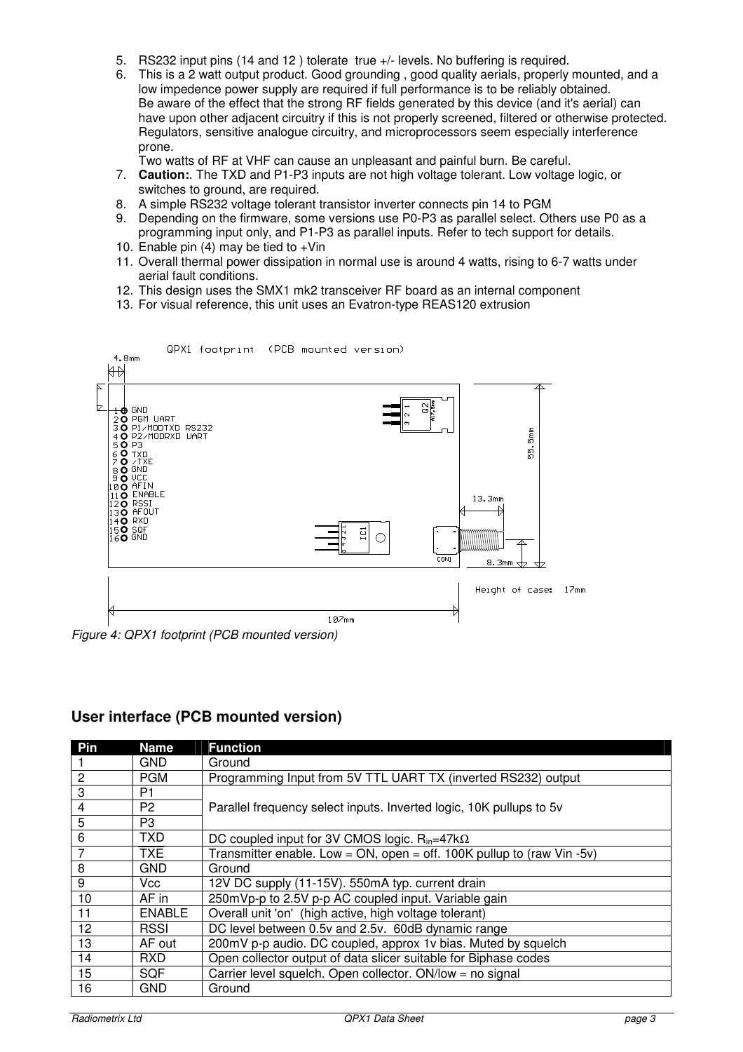5. RS232 input pins (14 and 12 ) tolerate true +/- levels. No buffering is required.
6. This is a 2 watt output product. Good grounding , good quality aerials, properly mounted, and a low impedence power supply are required if full performance is to be reliably obtained.
   Be aware of the effect that the strong RF fields generated by this device (and it's aerial) can have upon other adjacent circuitry if this is not properly screened, filtered or otherwise protected. Regulators, sensitive analogue circuitry, and microprocessors seem especially interference prone.
   Two watts of RF at VHF can cause an unpleasant and painful burn. Be careful.
7. **Caution:**. The TXD and P1-P3 inputs are not high voltage tolerant. Low voltage logic, or switches to ground, are required.
8. A simple RS232 voltage tolerant transistor inverter connects pin 14 to PGM
9. Depending on the firmware, some versions use P0-P3 as parallel select. Others use P0 as a programming input only, and P1-P3 as parallel inputs. Refer to tech support for details.
10. Enable pin (4) may be tied to +Vin
11. Overall thermal power dissipation in normal use is around 4 watts, rising to 6-7 watts under aerial fault conditions.
12. This design uses the SMX1 mk2 transceiver RF board as an internal component
13. For visual reference, this unit uses an Evatron-type REAS120 extrusion

QPX1 footprint (PCB mounted version)

4.8mm

1 GND
2 PGM UART
3 P1/MODTXD RS232
4 P2/MODRXD UART
5 P3
6 TXD
7 /TXE
8 GND
9 VCC
10 AFIN
11 ENABLE
12 RSSI
13 AFOUT
14 RXD
15 SQF
16 GND

Q2
IC1
CON1

55.5mm
13.3mm
8.3mm
107mm
Height of case: 17mm

*Figure 4: QPX1 footprint (PCB mounted version)*

## User interface (PCB mounted version)

| Pin | Name | Function |
|---|---|---|
| 1 | GND | Ground |
| 2 | PGM | Programming Input from 5V TTL UART TX (inverted RS232) output |
| 3 | P1 | Parallel frequency select inputs. Inverted logic, 10K pullups to 5v |
| 4 | P2 | |
| 5 | P3 | |
| 6 | TXD | DC coupled input for 3V CMOS logic. $R_{in}$=47kΩ |
| 7 | TXE | Transmitter enable. Low = ON, open = off. 100K pullup to (raw Vin -5v) |
| 8 | GND | Ground |
| 9 | Vcc | 12V DC supply (11-15V). 550mA typ. current drain |
| 10 | AF in | 250mVp-p to 2.5V p-p AC coupled input. Variable gain |
| 11 | ENABLE | Overall unit 'on' (high active, high voltage tolerant) |
| 12 | RSSI | DC level between 0.5v and 2.5v. 60dB dynamic range |
| 13 | AF out | 200mV p-p audio. DC coupled, approx 1v bias. Muted by squelch |
| 14 | RXD | Open collector output of data slicer suitable for Biphase codes |
| 15 | SQF | Carrier level squelch. Open collector. ON/low = no signal |
| 16 | GND | Ground |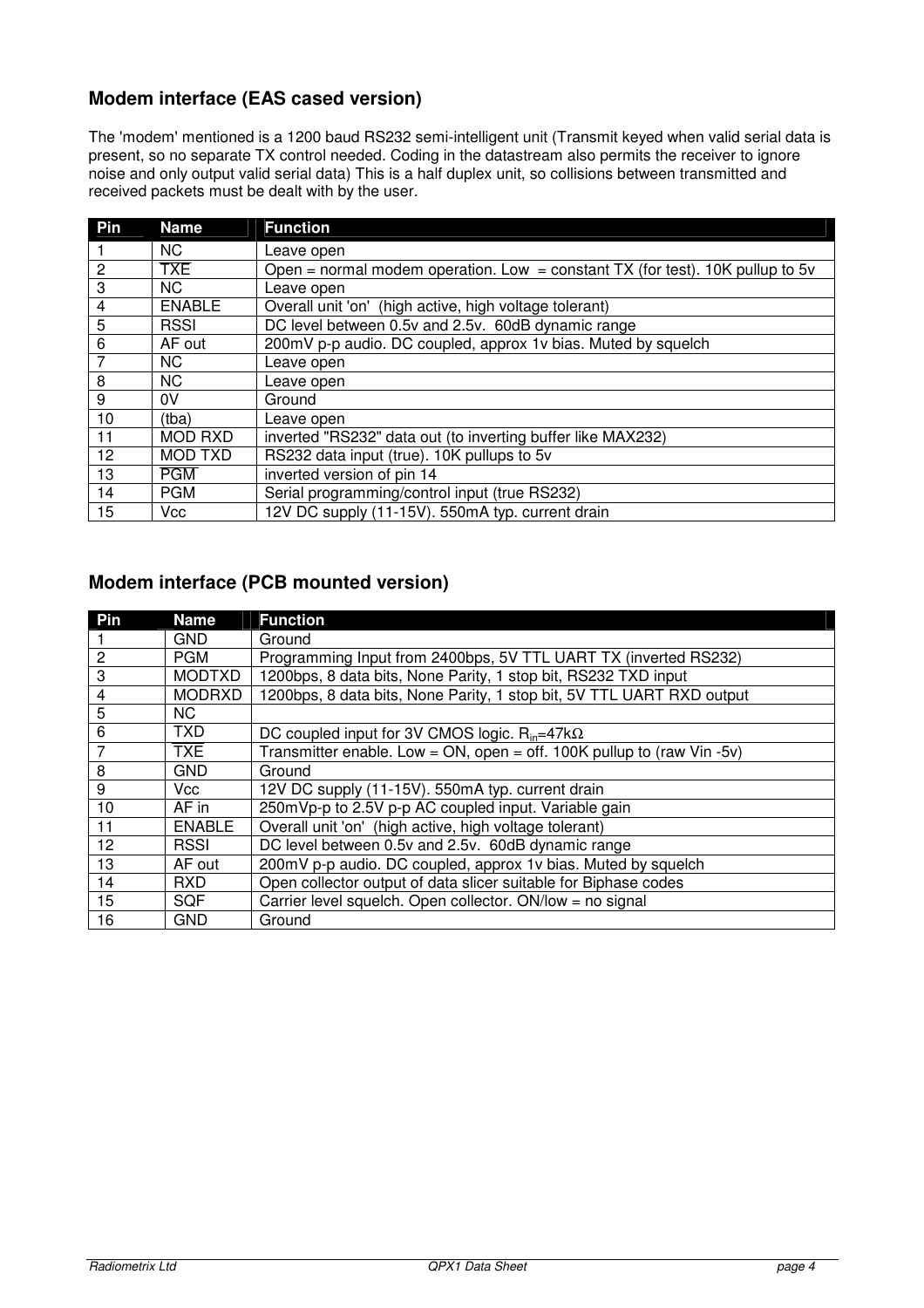## Modem interface (EAS cased version)

The 'modem' mentioned is a 1200 baud RS232 semi-intelligent unit (Transmit keyed when valid serial data is present, so no separate TX control needed. Coding in the datastream also permits the receiver to ignore noise and only output valid serial data) This is a half duplex unit, so collisions between transmitted and received packets must be dealt with by the user.

| Pin | Name | Function |
|---|---|---|
| 1 | NC | Leave open |
| 2 | $\overline{\text{TXE}}$ | Open = normal modem operation. Low = constant TX (for test). 10K pullup to 5v |
| 3 | NC | Leave open |
| 4 | ENABLE | Overall unit 'on' (high active, high voltage tolerant) |
| 5 | RSSI | DC level between 0.5v and 2.5v. 60dB dynamic range |
| 6 | AF out | 200mV p-p audio. DC coupled, approx 1v bias. Muted by squelch |
| 7 | NC | Leave open |
| 8 | NC | Leave open |
| 9 | 0V | Ground |
| 10 | (tba) | Leave open |
| 11 | MOD RXD | inverted "RS232" data out (to inverting buffer like MAX232) |
| 12 | MOD TXD | RS232 data input (true). 10K pullups to 5v |
| 13 | $\overline{\text{PGM}}$ | inverted version of pin 14 |
| 14 | PGM | Serial programming/control input (true RS232) |
| 15 | Vcc | 12V DC supply (11-15V). 550mA typ. current drain |

## Modem interface (PCB mounted version)

| Pin | Name | Function |
|---|---|---|
| 1 | GND | Ground |
| 2 | PGM | Programming Input from 2400bps, 5V TTL UART TX (inverted RS232) |
| 3 | MODTXD | 1200bps, 8 data bits, None Parity, 1 stop bit, RS232 TXD input |
| 4 | MODRXD | 1200bps, 8 data bits, None Parity, 1 stop bit, 5V TTL UART RXD output |
| 5 | NC | |
| 6 | TXD | DC coupled input for 3V CMOS logic. $R_{in}$=47kΩ |
| 7 | $\overline{\text{TXE}}$ | Transmitter enable. Low = ON, open = off. 100K pullup to (raw Vin -5v) |
| 8 | GND | Ground |
| 9 | Vcc | 12V DC supply (11-15V). 550mA typ. current drain |
| 10 | AF in | 250mVp-p to 2.5V p-p AC coupled input. Variable gain |
| 11 | ENABLE | Overall unit 'on' (high active, high voltage tolerant) |
| 12 | RSSI | DC level between 0.5v and 2.5v. 60dB dynamic range |
| 13 | AF out | 200mV p-p audio. DC coupled, approx 1v bias. Muted by squelch |
| 14 | RXD | Open collector output of data slicer suitable for Biphase codes |
| 15 | SQF | Carrier level squelch. Open collector. ON/low = no signal |
| 16 | GND | Ground |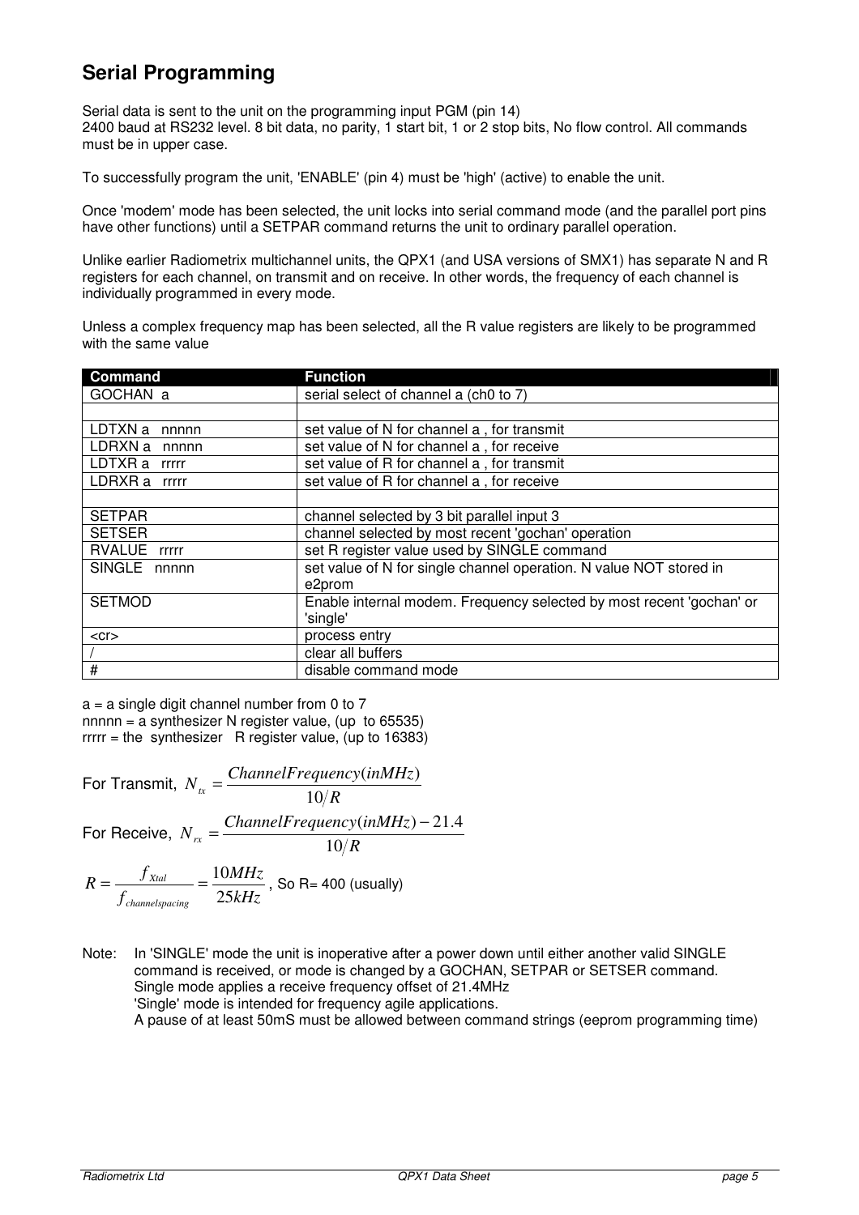## Serial Programming

Serial data is sent to the unit on the programming input PGM (pin 14)
2400 baud at RS232 level. 8 bit data, no parity, 1 start bit, 1 or 2 stop bits, No flow control. All commands must be in upper case.

To successfully program the unit, 'ENABLE' (pin 4) must be 'high' (active) to enable the unit.

Once 'modem' mode has been selected, the unit locks into serial command mode (and the parallel port pins have other functions) until a SETPAR command returns the unit to ordinary parallel operation.

Unlike earlier Radiometrix multichannel units, the QPX1 (and USA versions of SMX1) has separate N and R registers for each channel, on transmit and on receive. In other words, the frequency of each channel is individually programmed in every mode.

Unless a complex frequency map has been selected, all the R value registers are likely to be programmed with the same value

| Command | Function |
|---|---|
| GOCHAN a | serial select of channel a (ch0 to 7) |
| | |
| LDTXN a nnnnn | set value of N for channel a , for transmit |
| LDRXN a nnnnn | set value of N for channel a , for receive |
| LDTXR a rrrrr | set value of R for channel a , for transmit |
| LDRXR a rrrrr | set value of R for channel a , for receive |
| | |
| SETPAR | channel selected by 3 bit parallel input 3 |
| SETSER | channel selected by most recent 'gochan' operation |
| RVALUE rrrrr | set R register value used by SINGLE command |
| SINGLE nnnnn | set value of N for single channel operation. N value NOT stored in e2prom |
| SETMOD | Enable internal modem. Frequency selected by most recent 'gochan' or 'single' |
| <cr> | process entry |
| / | clear all buffers |
| # | disable command mode |

a = a single digit channel number from 0 to 7
nnnnn = a synthesizer N register value, (up to 65535)
rrrrr = the synthesizer R register value, (up to 16383)

For Transmit, $N_{tx} = \dfrac{ChannelFrequency(inMHz)}{10/R}$

For Receive, $N_{rx} = \dfrac{ChannelFrequency(inMHz) - 21.4}{10/R}$

$R = \dfrac{f_{Xtal}}{f_{channelspacing}} = \dfrac{10MHz}{25kHz}$ , So R= 400 (usually)

Note: In 'SINGLE' mode the unit is inoperative after a power down until either another valid SINGLE command is received, or mode is changed by a GOCHAN, SETPAR or SETSER command.
Single mode applies a receive frequency offset of 21.4MHz
'Single' mode is intended for frequency agile applications.
A pause of at least 50mS must be allowed between command strings (eeprom programming time)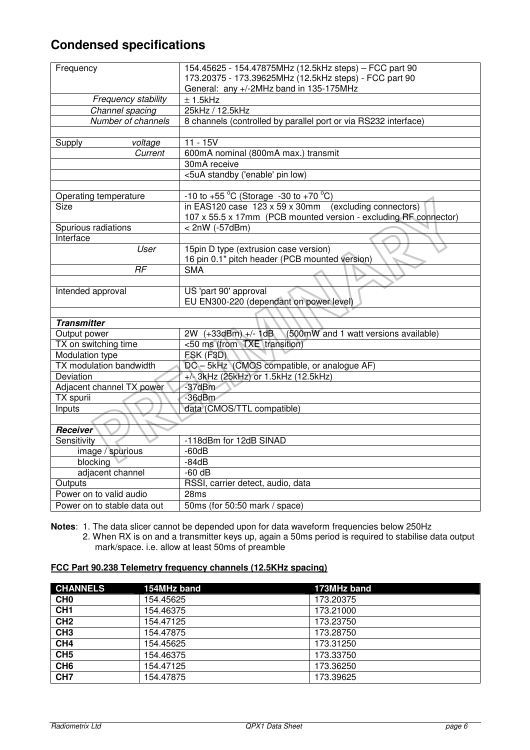## Condensed specifications

| | |
|---|---|
| Frequency | 154.45625 - 154.47875MHz (12.5kHz steps) – FCC part 90<br>173.20375 - 173.39625MHz (12.5kHz steps) - FCC part 90<br>General: any +/-2MHz band in 135-175MHz |
| *Frequency stability* | ± 1.5kHz |
| *Channel spacing* | 25kHz / 12.5kHz |
| *Number of channels* | 8 channels (controlled by parallel port or via RS232 interface) |
| | |
| Supply *voltage* | 11 - 15V |
| *Current* | 600mA nominal (800mA max.) transmit |
| | 30mA receive |
| | <5uA standby ('enable' pin low) |
| | |
| Operating temperature | -10 to +55 °C (Storage -30 to +70 °C) |
| Size | in EAS120 case 123 x 59 x 30mm (excluding connectors)<br>107 x 55.5 x 17mm (PCB mounted version - excluding RF connector) |
| Spurious radiations | < 2nW (-57dBm) |
| Interface | |
| *User* | 15pin D type (extrusion case version)<br>16 pin 0.1" pitch header (PCB mounted version) |
| *RF* | SMA |
| | |
| Intended approval | US 'part 90' approval<br>EU EN300-220 (dependant on power level) |
| | |
| ***Transmitter*** | |
| Output power | 2W (+33dBm) +/- 1dB (500mW and 1 watt versions available) |
| TX on switching time | <50 ms (from TXE transition) |
| Modulation type | FSK (F3D) |
| TX modulation bandwidth | DC – 5kHz (CMOS compatible, or analogue AF) |
| Deviation | +/- 3kHz (25kHz) or 1.5kHz (12.5kHz) |
| Adjacent channel TX power | -37dBm |
| TX spurii | -36dBm |
| Inputs | data (CMOS/TTL compatible) |
| | |
| ***Receiver*** | |
| Sensitivity | -118dBm for 12dB SINAD |
| image / spurious | -60dB |
| blocking | -84dB |
| adjacent channel | -60 dB |
| Outputs | RSSI, carrier detect, audio, data |
| Power on to valid audio | 28ms |
| Power on to stable data out | 50ms (for 50:50 mark / space) |

**Notes**: 1. The data slicer cannot be depended upon for data waveform frequencies below 250Hz
2. When RX is on and a transmitter keys up, again a 50ms period is required to stabilise data output mark/space. i.e. allow at least 50ms of preamble

**FCC Part 90.238 Telemetry frequency channels (12.5KHz spacing)**

| CHANNELS | 154MHz band | 173MHz band |
|---|---|---|
| **CH0** | 154.45625 | 173.20375 |
| **CH1** | 154.46375 | 173.21000 |
| **CH2** | 154.47125 | 173.23750 |
| **CH3** | 154.47875 | 173.28750 |
| **CH4** | 154.45625 | 173.31250 |
| **CH5** | 154.46375 | 173.33750 |
| **CH6** | 154.47125 | 173.36250 |
| **CH7** | 154.47875 | 173.39625 |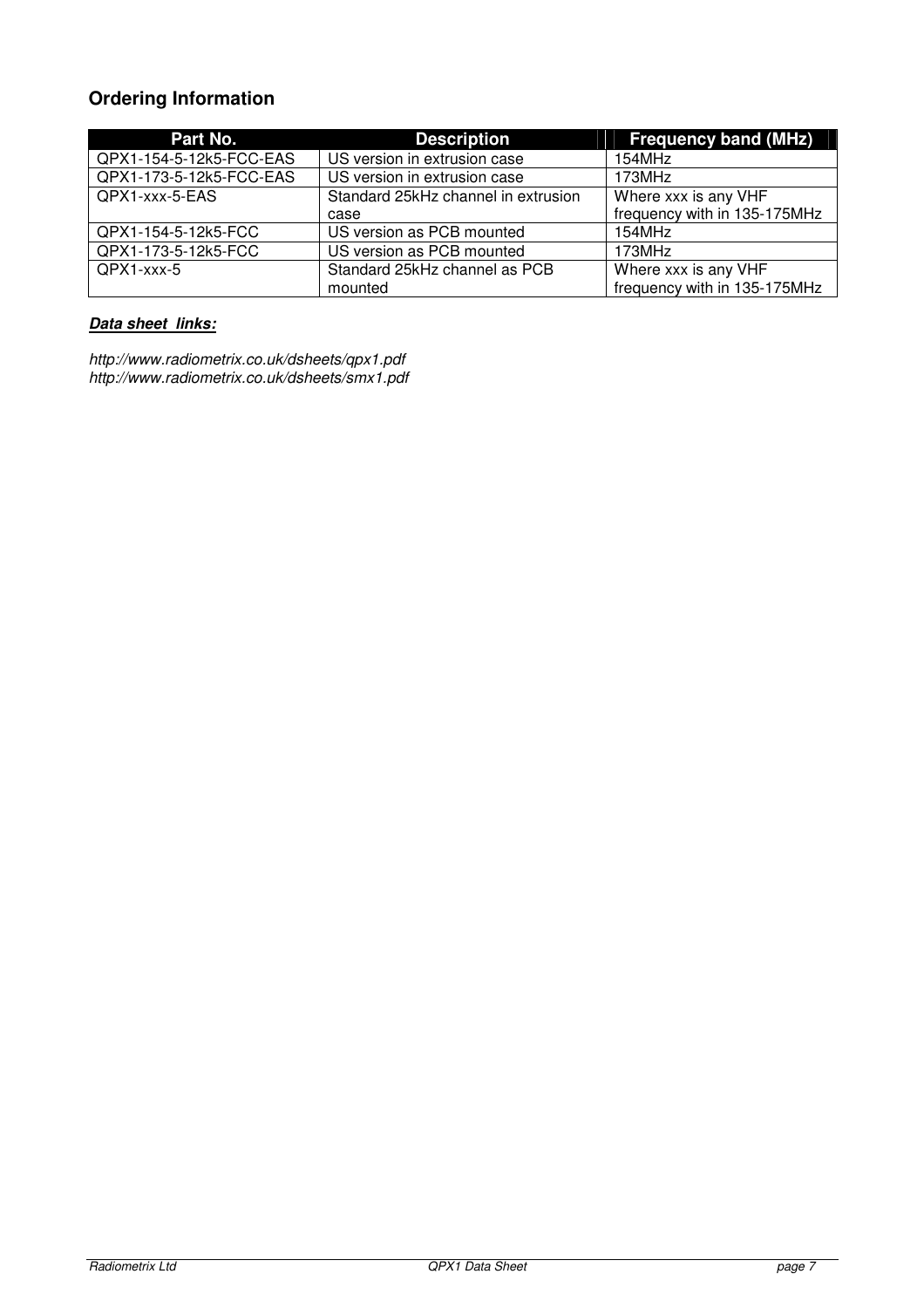## Ordering Information

| Part No. | Description | Frequency band (MHz) |
|---|---|---|
| QPX1-154-5-12k5-FCC-EAS | US version in extrusion case | 154MHz |
| QPX1-173-5-12k5-FCC-EAS | US version in extrusion case | 173MHz |
| QPX1-xxx-5-EAS | Standard 25kHz channel in extrusion case | Where xxx is any VHF frequency with in 135-175MHz |
| QPX1-154-5-12k5-FCC | US version as PCB mounted | 154MHz |
| QPX1-173-5-12k5-FCC | US version as PCB mounted | 173MHz |
| QPX1-xxx-5 | Standard 25kHz channel as PCB mounted | Where xxx is any VHF frequency with in 135-175MHz |

***Data sheet links:***

*http://www.radiometrix.co.uk/dsheets/qpx1.pdf*
*http://www.radiometrix.co.uk/dsheets/smx1.pdf*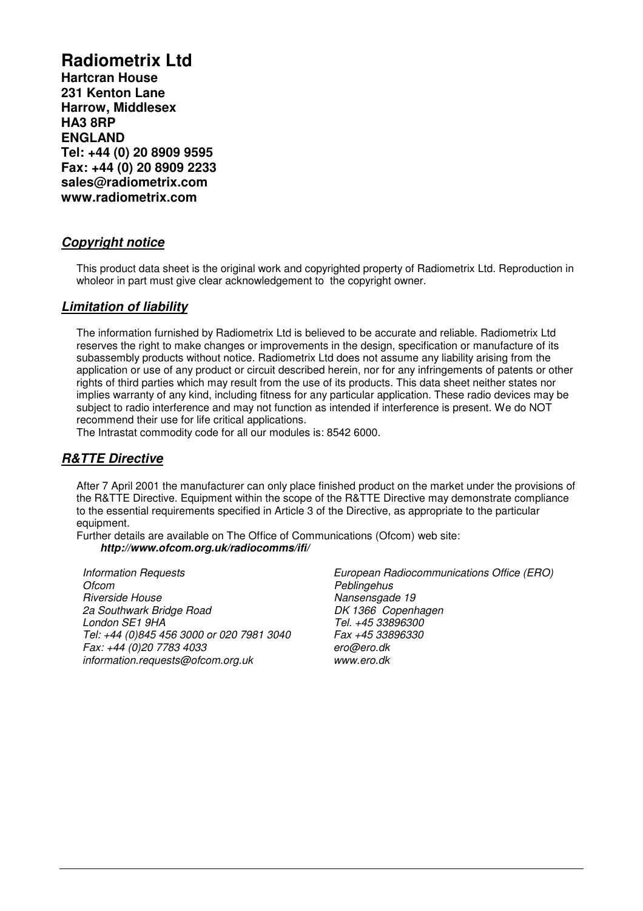# Radiometrix Ltd

**Hartcran House**
**231 Kenton Lane**
**Harrow, Middlesex**
**HA3 8RP**
**ENGLAND**
**Tel: +44 (0) 20 8909 9595**
**Fax: +44 (0) 20 8909 2233**
**sales@radiometrix.com**
**www.radiometrix.com**

## ***Copyright notice***

This product data sheet is the original work and copyrighted property of Radiometrix Ltd. Reproduction in wholeor in part must give clear acknowledgement to the copyright owner.

## ***Limitation of liability***

The information furnished by Radiometrix Ltd is believed to be accurate and reliable. Radiometrix Ltd reserves the right to make changes or improvements in the design, specification or manufacture of its subassembly products without notice. Radiometrix Ltd does not assume any liability arising from the application or use of any product or circuit described herein, nor for any infringements of patents or other rights of third parties which may result from the use of its products. This data sheet neither states nor implies warranty of any kind, including fitness for any particular application. These radio devices may be subject to radio interference and may not function as intended if interference is present. We do NOT recommend their use for life critical applications.
The Intrastat commodity code for all our modules is: 8542 6000.

## ***R&TTE Directive***

After 7 April 2001 the manufacturer can only place finished product on the market under the provisions of the R&TTE Directive. Equipment within the scope of the R&TTE Directive may demonstrate compliance to the essential requirements specified in Article 3 of the Directive, as appropriate to the particular equipment.
Further details are available on The Office of Communications (Ofcom) web site:
***http://www.ofcom.org.uk/radiocomms/ifi/***

*Information Requests*
*Ofcom*
*Riverside House*
*2a Southwark Bridge Road*
*London SE1 9HA*
*Tel: +44 (0)845 456 3000 or 020 7981 3040*
*Fax: +44 (0)20 7783 4033*
*information.requests@ofcom.org.uk*

*European Radiocommunications Office (ERO)*
*Peblingehus*
*Nansensgade 19*
*DK 1366 Copenhagen*
*Tel. +45 33896300*
*Fax +45 33896330*
*ero@ero.dk*
*www.ero.dk*